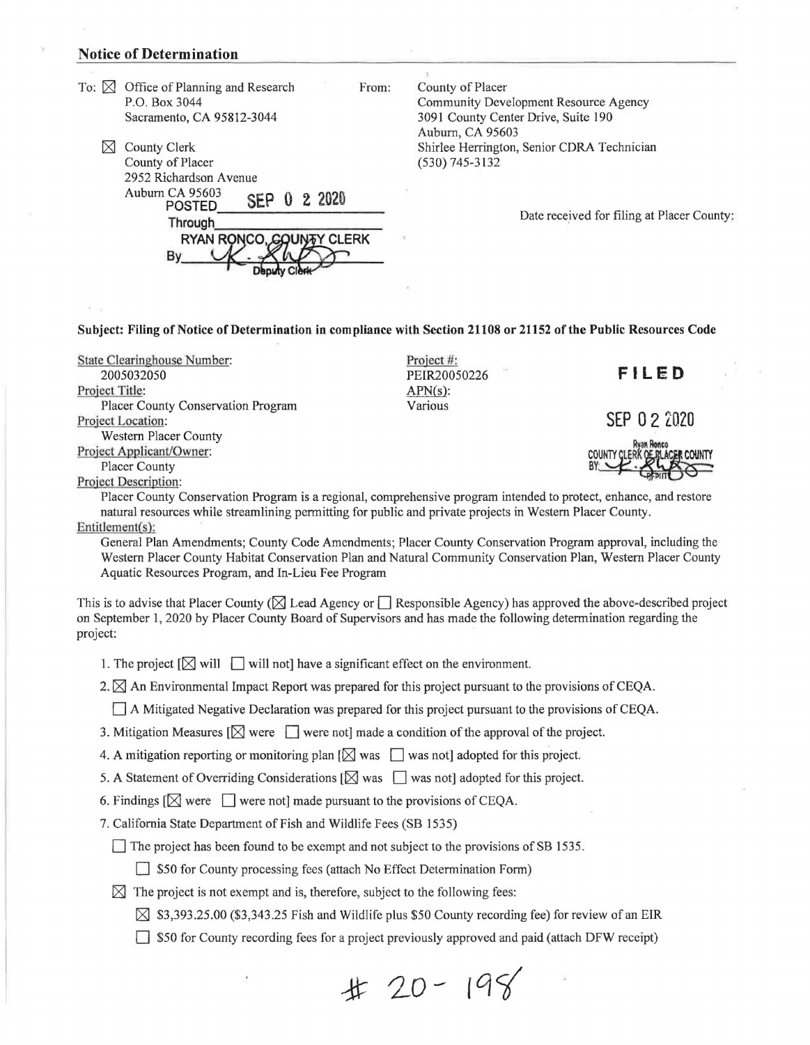## Notice of Determination

To: ☒ Office of Planning and Research
P.O. Box 3044
Sacramento, CA 95812-3044

☒ County Clerk
County of Placer
2952 Richardson Avenue
Auburn CA 95603

POSTED SEP 0 2 2020
Through
RYAN RONCO, COUNTY CLERK
By Deputy Clerk

From: County of Placer
Community Development Resource Agency
3091 County Center Drive, Suite 190
Auburn, CA 95603
Shirlee Herrington, Senior CDRA Technician
(530) 745-3132

Date received for filing at Placer County:

**Subject: Filing of Notice of Determination in compliance with Section 21108 or 21152 of the Public Resources Code**

State Clearinghouse Number:
2005032050

Project #:
PEIR20050226

APN(s):
Various

**FILED**

SEP 0 2 2020

Ryan Ronco
COUNTY CLERK OF PLACER COUNTY
BY DEPUTY

Project Title:
Placer County Conservation Program

Project Location:
Western Placer County

Project Applicant/Owner:
Placer County

Project Description:
Placer County Conservation Program is a regional, comprehensive program intended to protect, enhance, and restore natural resources while streamlining permitting for public and private projects in Western Placer County.

Entitlement(s):
General Plan Amendments; County Code Amendments; Placer County Conservation Program approval, including the Western Placer County Habitat Conservation Plan and Natural Community Conservation Plan, Western Placer County Aquatic Resources Program, and In-Lieu Fee Program

This is to advise that Placer County (☒ Lead Agency or ☐ Responsible Agency) has approved the above-described project on September 1, 2020 by Placer County Board of Supervisors and has made the following determination regarding the project:

1. The project [☒ will ☐ will not] have a significant effect on the environment.
2. ☒ An Environmental Impact Report was prepared for this project pursuant to the provisions of CEQA.

   ☐ A Mitigated Negative Declaration was prepared for this project pursuant to the provisions of CEQA.
3. Mitigation Measures [☒ were ☐ were not] made a condition of the approval of the project.
4. A mitigation reporting or monitoring plan [☒ was ☐ was not] adopted for this project.
5. A Statement of Overriding Considerations [☒ was ☐ was not] adopted for this project.
6. Findings [☒ were ☐ were not] made pursuant to the provisions of CEQA.
7. California State Department of Fish and Wildlife Fees (SB 1535)

   ☐ The project has been found to be exempt and not subject to the provisions of SB 1535.

   ☐ $50 for County processing fees (attach No Effect Determination Form)

   ☒ The project is not exempt and is, therefore, subject to the following fees:

   ☒ $3,393.25.00 ($3,343.25 Fish and Wildlife plus $50 County recording fee) for review of an EIR

   ☐ $50 for County recording fees for a project previously approved and paid (attach DFW receipt)

# 20-198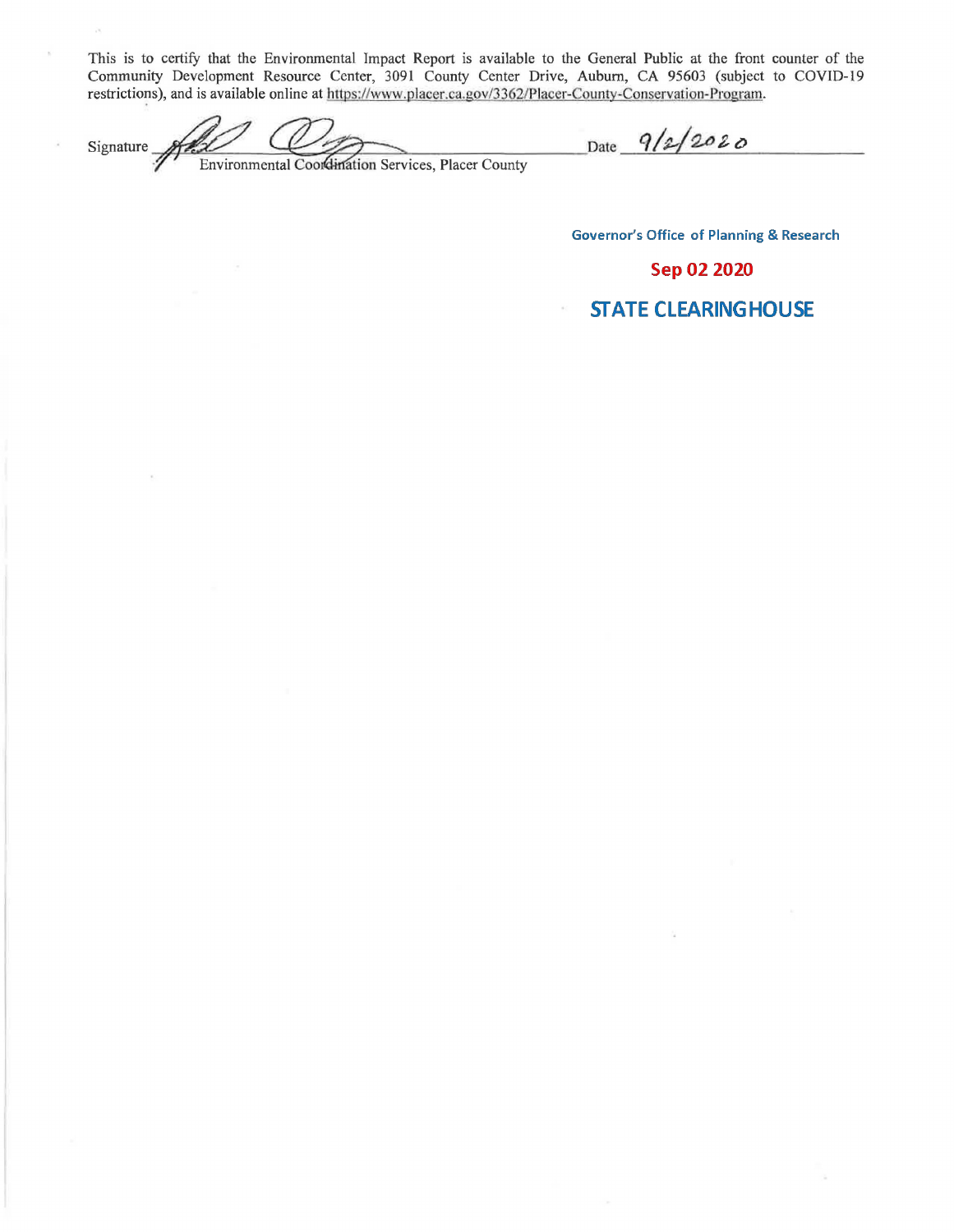This is to certify that the Environmental Impact Report is available to the General Public at the front counter of the Community Development Resource Center, 3091 County Center Drive, Auburn, CA 95603 (subject to COVID-19 restrictions), and is available online at https://www.placer.ca.gov/3362/Placer-County-Conservation-Program.

Signature ______________________ Date 9/2/2020

Environmental Coordination Services, Placer County

Governor's Office of Planning & Research

Sep 02 2020

STATE CLEARINGHOUSE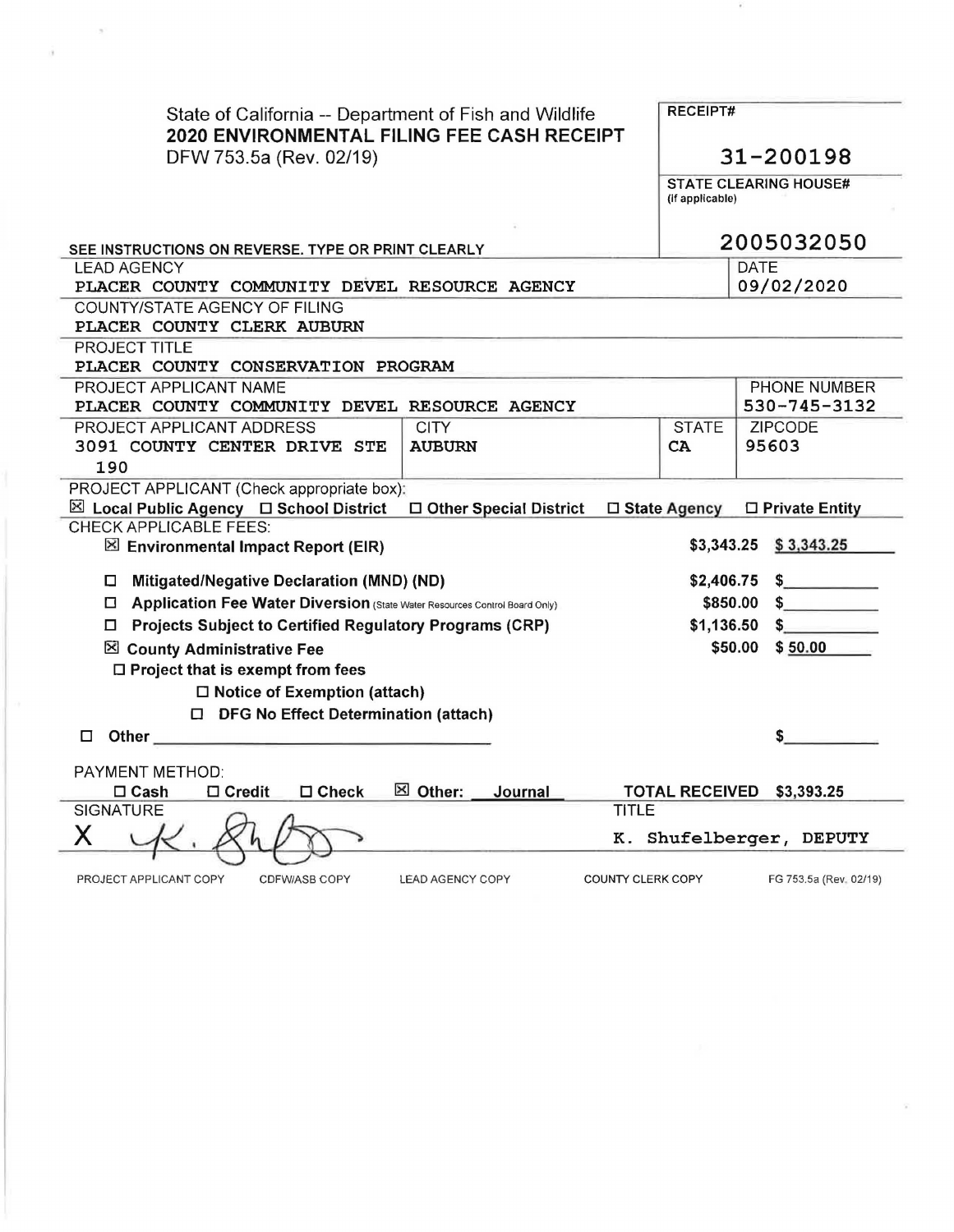State of California -- Department of Fish and Wildlife
**2020 ENVIRONMENTAL FILING FEE CASH RECEIPT**
DFW 753.5a (Rev. 02/19)

**RECEIPT#**
31-200198

**STATE CLEARING HOUSE#** (If applicable)
2005032050

SEE INSTRUCTIONS ON REVERSE. TYPE OR PRINT CLEARLY

| | |
|---|---|
| LEAD AGENCY<br>PLACER COUNTY COMMUNITY DEVEL RESOURCE AGENCY | DATE<br>09/02/2020 |
| COUNTY/STATE AGENCY OF FILING<br>PLACER COUNTY CLERK AUBURN | |
| PROJECT TITLE<br>PLACER COUNTY CONSERVATION PROGRAM | |
| PROJECT APPLICANT NAME<br>PLACER COUNTY COMMUNITY DEVEL RESOURCE AGENCY | PHONE NUMBER<br>530-745-3132 |

| | | | |
|---|---|---|---|
| PROJECT APPLICANT ADDRESS<br>3091 COUNTY CENTER DRIVE STE 190 | CITY<br>AUBURN | STATE<br>CA | ZIPCODE<br>95603 |

PROJECT APPLICANT (Check appropriate box):
☒ **Local Public Agency** ☐ **School District** ☐ **Other Special District** ☐ **State Agency** ☐ **Private Entity**

CHECK APPLICABLE FEES:

| | | |
|---|---|---|
| ☒ **Environmental Impact Report (EIR)** | **$3,343.25** | **$ 3,343.25** |
| ☐ **Mitigated/Negative Declaration (MND) (ND)** | **$2,406.75** | **$** |
| ☐ **Application Fee Water Diversion** (State Water Resources Control Board Only) | **$850.00** | **$** |
| ☐ **Projects Subject to Certified Regulatory Programs (CRP)** | **$1,136.50** | **$** |
| ☒ **County Administrative Fee** | **$50.00** | **$ 50.00** |
| ☐ **Project that is exempt from fees** | | |
| ☐ **Notice of Exemption (attach)** | | |
| ☐ **DFG No Effect Determination (attach)** | | |
| ☐ **Other** | | **$** |

PAYMENT METHOD:
☐ **Cash** ☐ **Credit** ☐ **Check** ☒ **Other: Journal**

**TOTAL RECEIVED $3,393.25**

SIGNATURE
X K. Shufelberger

TITLE
K. Shufelberger, DEPUTY

PROJECT APPLICANT COPY    CDFW/ASB COPY    LEAD AGENCY COPY    COUNTY CLERK COPY    FG 753.5a (Rev. 02/19)